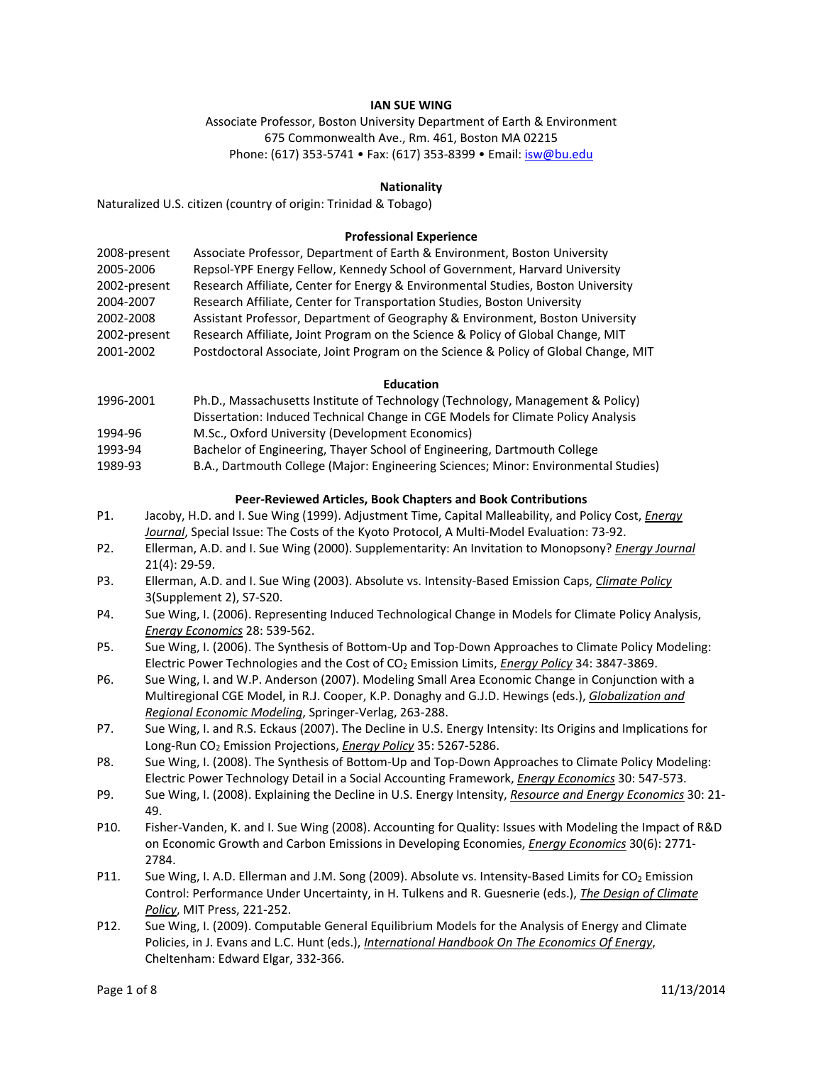# IAN SUE WING

Associate Professor, Boston University Department of Earth & Environment
675 Commonwealth Ave., Rm. 461, Boston MA 02215
Phone: (617) 353-5741 • Fax: (617) 353-8399 • Email: isw@bu.edu

## Nationality

Naturalized U.S. citizen (country of origin: Trinidad & Tobago)

## Professional Experience

| | |
|---|---|
| 2008-present | Associate Professor, Department of Earth & Environment, Boston University |
| 2005-2006 | Repsol-YPF Energy Fellow, Kennedy School of Government, Harvard University |
| 2002-present | Research Affiliate, Center for Energy & Environmental Studies, Boston University |
| 2004-2007 | Research Affiliate, Center for Transportation Studies, Boston University |
| 2002-2008 | Assistant Professor, Department of Geography & Environment, Boston University |
| 2002-present | Research Affiliate, Joint Program on the Science & Policy of Global Change, MIT |
| 2001-2002 | Postdoctoral Associate, Joint Program on the Science & Policy of Global Change, MIT |

## Education

| | |
|---|---|
| 1996-2001 | Ph.D., Massachusetts Institute of Technology (Technology, Management & Policy)<br>Dissertation: Induced Technical Change in CGE Models for Climate Policy Analysis |
| 1994-96 | M.Sc., Oxford University (Development Economics) |
| 1993-94 | Bachelor of Engineering, Thayer School of Engineering, Dartmouth College |
| 1989-93 | B.A., Dartmouth College (Major: Engineering Sciences; Minor: Environmental Studies) |

## Peer-Reviewed Articles, Book Chapters and Book Contributions

P1. Jacoby, H.D. and I. Sue Wing (1999). Adjustment Time, Capital Malleability, and Policy Cost, *Energy Journal*, Special Issue: The Costs of the Kyoto Protocol, A Multi-Model Evaluation: 73-92.

P2. Ellerman, A.D. and I. Sue Wing (2000). Supplementarity: An Invitation to Monopsony? *Energy Journal* 21(4): 29-59.

P3. Ellerman, A.D. and I. Sue Wing (2003). Absolute vs. Intensity-Based Emission Caps, *Climate Policy* 3(Supplement 2), S7-S20.

P4. Sue Wing, I. (2006). Representing Induced Technological Change in Models for Climate Policy Analysis, *Energy Economics* 28: 539-562.

P5. Sue Wing, I. (2006). The Synthesis of Bottom-Up and Top-Down Approaches to Climate Policy Modeling: Electric Power Technologies and the Cost of $CO_2$ Emission Limits, *Energy Policy* 34: 3847-3869.

P6. Sue Wing, I. and W.P. Anderson (2007). Modeling Small Area Economic Change in Conjunction with a Multiregional CGE Model, in R.J. Cooper, K.P. Donaghy and G.J.D. Hewings (eds.), *Globalization and Regional Economic Modeling*, Springer-Verlag, 263-288.

P7. Sue Wing, I. and R.S. Eckaus (2007). The Decline in U.S. Energy Intensity: Its Origins and Implications for Long-Run $CO_2$ Emission Projections, *Energy Policy* 35: 5267-5286.

P8. Sue Wing, I. (2008). The Synthesis of Bottom-Up and Top-Down Approaches to Climate Policy Modeling: Electric Power Technology Detail in a Social Accounting Framework, *Energy Economics* 30: 547-573.

P9. Sue Wing, I. (2008). Explaining the Decline in U.S. Energy Intensity, *Resource and Energy Economics* 30: 21-49.

P10. Fisher-Vanden, K. and I. Sue Wing (2008). Accounting for Quality: Issues with Modeling the Impact of R&D on Economic Growth and Carbon Emissions in Developing Economies, *Energy Economics* 30(6): 2771-2784.

P11. Sue Wing, I. A.D. Ellerman and J.M. Song (2009). Absolute vs. Intensity-Based Limits for $CO_2$ Emission Control: Performance Under Uncertainty, in H. Tulkens and R. Guesnerie (eds.), *The Design of Climate Policy*, MIT Press, 221-252.

P12. Sue Wing, I. (2009). Computable General Equilibrium Models for the Analysis of Energy and Climate Policies, in J. Evans and L.C. Hunt (eds.), *International Handbook On The Economics Of Energy*, Cheltenham: Edward Elgar, 332-366.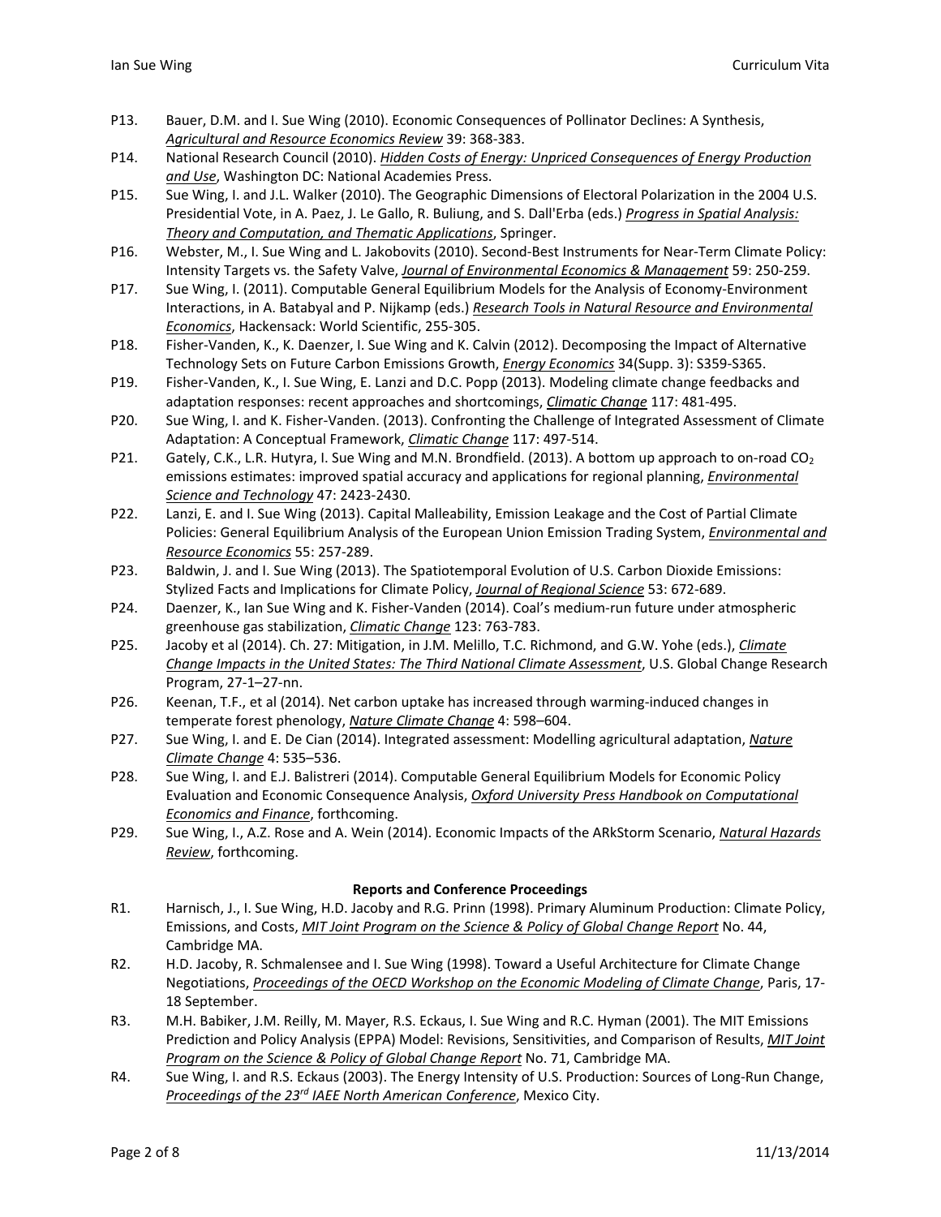P13. Bauer, D.M. and I. Sue Wing (2010). Economic Consequences of Pollinator Declines: A Synthesis, *Agricultural and Resource Economics Review* 39: 368-383.

P14. National Research Council (2010). *Hidden Costs of Energy: Unpriced Consequences of Energy Production and Use*, Washington DC: National Academies Press.

P15. Sue Wing, I. and J.L. Walker (2010). The Geographic Dimensions of Electoral Polarization in the 2004 U.S. Presidential Vote, in A. Paez, J. Le Gallo, R. Buliung, and S. Dall'Erba (eds.) *Progress in Spatial Analysis: Theory and Computation, and Thematic Applications*, Springer.

P16. Webster, M., I. Sue Wing and L. Jakobovits (2010). Second-Best Instruments for Near-Term Climate Policy: Intensity Targets vs. the Safety Valve, *Journal of Environmental Economics & Management* 59: 250-259.

P17. Sue Wing, I. (2011). Computable General Equilibrium Models for the Analysis of Economy-Environment Interactions, in A. Batabyal and P. Nijkamp (eds.) *Research Tools in Natural Resource and Environmental Economics*, Hackensack: World Scientific, 255-305.

P18. Fisher-Vanden, K., K. Daenzer, I. Sue Wing and K. Calvin (2012). Decomposing the Impact of Alternative Technology Sets on Future Carbon Emissions Growth, *Energy Economics* 34(Supp. 3): S359-S365.

P19. Fisher-Vanden, K., I. Sue Wing, E. Lanzi and D.C. Popp (2013). Modeling climate change feedbacks and adaptation responses: recent approaches and shortcomings, *Climatic Change* 117: 481-495.

P20. Sue Wing, I. and K. Fisher-Vanden. (2013). Confronting the Challenge of Integrated Assessment of Climate Adaptation: A Conceptual Framework, *Climatic Change* 117: 497-514.

P21. Gately, C.K., L.R. Hutyra, I. Sue Wing and M.N. Brondfield. (2013). A bottom up approach to on-road $CO_2$ emissions estimates: improved spatial accuracy and applications for regional planning, *Environmental Science and Technology* 47: 2423-2430.

P22. Lanzi, E. and I. Sue Wing (2013). Capital Malleability, Emission Leakage and the Cost of Partial Climate Policies: General Equilibrium Analysis of the European Union Emission Trading System, *Environmental and Resource Economics* 55: 257-289.

P23. Baldwin, J. and I. Sue Wing (2013). The Spatiotemporal Evolution of U.S. Carbon Dioxide Emissions: Stylized Facts and Implications for Climate Policy, *Journal of Regional Science* 53: 672-689.

P24. Daenzer, K., Ian Sue Wing and K. Fisher-Vanden (2014). Coal's medium-run future under atmospheric greenhouse gas stabilization, *Climatic Change* 123: 763-783.

P25. Jacoby et al (2014). Ch. 27: Mitigation, in J.M. Melillo, T.C. Richmond, and G.W. Yohe (eds.), *Climate Change Impacts in the United States: The Third National Climate Assessment*, U.S. Global Change Research Program, 27-1–27-nn.

P26. Keenan, T.F., et al (2014). Net carbon uptake has increased through warming-induced changes in temperate forest phenology, *Nature Climate Change* 4: 598–604.

P27. Sue Wing, I. and E. De Cian (2014). Integrated assessment: Modelling agricultural adaptation, *Nature Climate Change* 4: 535–536.

P28. Sue Wing, I. and E.J. Balistreri (2014). Computable General Equilibrium Models for Economic Policy Evaluation and Economic Consequence Analysis, *Oxford University Press Handbook on Computational Economics and Finance*, forthcoming.

P29. Sue Wing, I., A.Z. Rose and A. Wein (2014). Economic Impacts of the ARkStorm Scenario, *Natural Hazards Review*, forthcoming.

**Reports and Conference Proceedings**

R1. Harnisch, J., I. Sue Wing, H.D. Jacoby and R.G. Prinn (1998). Primary Aluminum Production: Climate Policy, Emissions, and Costs, *MIT Joint Program on the Science & Policy of Global Change Report* No. 44, Cambridge MA.

R2. H.D. Jacoby, R. Schmalensee and I. Sue Wing (1998). Toward a Useful Architecture for Climate Change Negotiations, *Proceedings of the OECD Workshop on the Economic Modeling of Climate Change*, Paris, 17-18 September.

R3. M.H. Babiker, J.M. Reilly, M. Mayer, R.S. Eckaus, I. Sue Wing and R.C. Hyman (2001). The MIT Emissions Prediction and Policy Analysis (EPPA) Model: Revisions, Sensitivities, and Comparison of Results, *MIT Joint Program on the Science & Policy of Global Change Report* No. 71, Cambridge MA.

R4. Sue Wing, I. and R.S. Eckaus (2003). The Energy Intensity of U.S. Production: Sources of Long-Run Change, *Proceedings of the 23rd IAEE North American Conference*, Mexico City.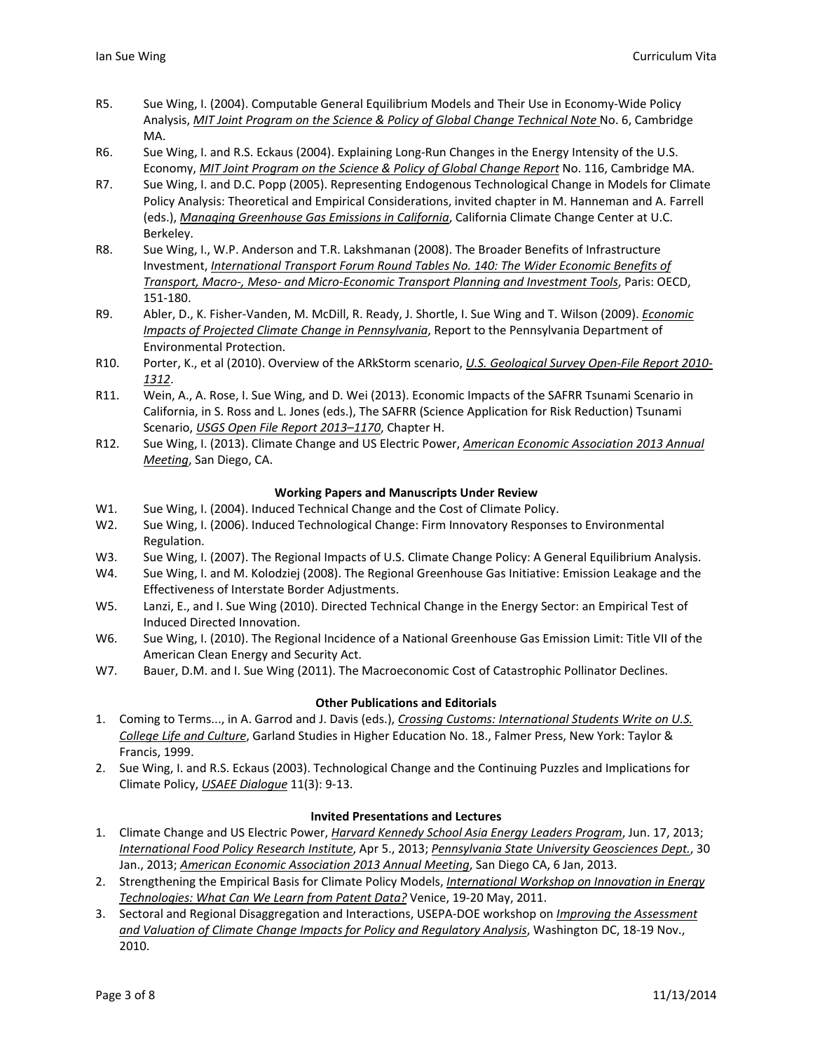R5. Sue Wing, I. (2004). Computable General Equilibrium Models and Their Use in Economy-Wide Policy Analysis, *MIT Joint Program on the Science & Policy of Global Change Technical Note* No. 6, Cambridge MA.

R6. Sue Wing, I. and R.S. Eckaus (2004). Explaining Long-Run Changes in the Energy Intensity of the U.S. Economy, *MIT Joint Program on the Science & Policy of Global Change Report* No. 116, Cambridge MA.

R7. Sue Wing, I. and D.C. Popp (2005). Representing Endogenous Technological Change in Models for Climate Policy Analysis: Theoretical and Empirical Considerations, invited chapter in M. Hanneman and A. Farrell (eds.), *Managing Greenhouse Gas Emissions in California*, California Climate Change Center at U.C. Berkeley.

R8. Sue Wing, I., W.P. Anderson and T.R. Lakshmanan (2008). The Broader Benefits of Infrastructure Investment, *International Transport Forum Round Tables No. 140: The Wider Economic Benefits of Transport, Macro-, Meso- and Micro-Economic Transport Planning and Investment Tools*, Paris: OECD, 151-180.

R9. Abler, D., K. Fisher-Vanden, M. McDill, R. Ready, J. Shortle, I. Sue Wing and T. Wilson (2009). *Economic Impacts of Projected Climate Change in Pennsylvania*, Report to the Pennsylvania Department of Environmental Protection.

R10. Porter, K., et al (2010). Overview of the ARkStorm scenario, *U.S. Geological Survey Open-File Report 2010-1312*.

R11. Wein, A., A. Rose, I. Sue Wing, and D. Wei (2013). Economic Impacts of the SAFRR Tsunami Scenario in California, in S. Ross and L. Jones (eds.), The SAFRR (Science Application for Risk Reduction) Tsunami Scenario, *USGS Open File Report 2013–1170*, Chapter H.

R12. Sue Wing, I. (2013). Climate Change and US Electric Power, *American Economic Association 2013 Annual Meeting*, San Diego, CA.

### Working Papers and Manuscripts Under Review

W1. Sue Wing, I. (2004). Induced Technical Change and the Cost of Climate Policy.

W2. Sue Wing, I. (2006). Induced Technological Change: Firm Innovatory Responses to Environmental Regulation.

W3. Sue Wing, I. (2007). The Regional Impacts of U.S. Climate Change Policy: A General Equilibrium Analysis.

W4. Sue Wing, I. and M. Kolodziej (2008). The Regional Greenhouse Gas Initiative: Emission Leakage and the Effectiveness of Interstate Border Adjustments.

W5. Lanzi, E., and I. Sue Wing (2010). Directed Technical Change in the Energy Sector: an Empirical Test of Induced Directed Innovation.

W6. Sue Wing, I. (2010). The Regional Incidence of a National Greenhouse Gas Emission Limit: Title VII of the American Clean Energy and Security Act.

W7. Bauer, D.M. and I. Sue Wing (2011). The Macroeconomic Cost of Catastrophic Pollinator Declines.

### Other Publications and Editorials

1. Coming to Terms..., in A. Garrod and J. Davis (eds.), *Crossing Customs: International Students Write on U.S. College Life and Culture*, Garland Studies in Higher Education No. 18., Falmer Press, New York: Taylor & Francis, 1999.
2. Sue Wing, I. and R.S. Eckaus (2003). Technological Change and the Continuing Puzzles and Implications for Climate Policy, *USAEE Dialogue* 11(3): 9-13.

### Invited Presentations and Lectures

1. Climate Change and US Electric Power, *Harvard Kennedy School Asia Energy Leaders Program*, Jun. 17, 2013; *International Food Policy Research Institute*, Apr 5., 2013; *Pennsylvania State University Geosciences Dept.*, 30 Jan., 2013; *American Economic Association 2013 Annual Meeting*, San Diego CA, 6 Jan, 2013.
2. Strengthening the Empirical Basis for Climate Policy Models, *International Workshop on Innovation in Energy Technologies: What Can We Learn from Patent Data?* Venice, 19-20 May, 2011.
3. Sectoral and Regional Disaggregation and Interactions, USEPA-DOE workshop on *Improving the Assessment and Valuation of Climate Change Impacts for Policy and Regulatory Analysis*, Washington DC, 18-19 Nov., 2010.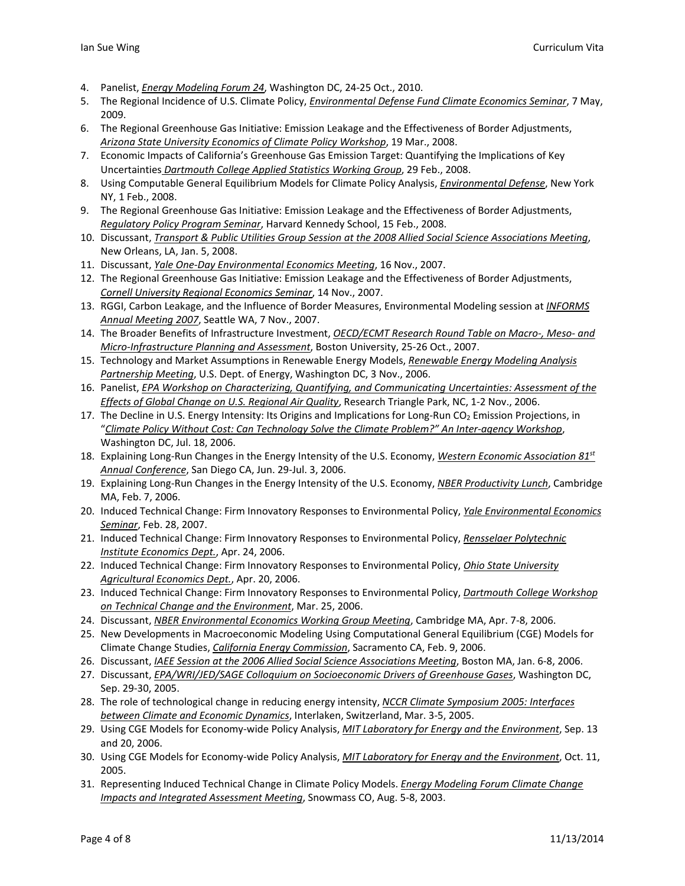4. Panelist, *Energy Modeling Forum 24*, Washington DC, 24-25 Oct., 2010.
5. The Regional Incidence of U.S. Climate Policy, *Environmental Defense Fund Climate Economics Seminar*, 7 May, 2009.
6. The Regional Greenhouse Gas Initiative: Emission Leakage and the Effectiveness of Border Adjustments, *Arizona State University Economics of Climate Policy Workshop*, 19 Mar., 2008.
7. Economic Impacts of California's Greenhouse Gas Emission Target: Quantifying the Implications of Key Uncertainties *Dartmouth College Applied Statistics Working Group*, 29 Feb., 2008.
8. Using Computable General Equilibrium Models for Climate Policy Analysis, *Environmental Defense*, New York NY, 1 Feb., 2008.
9. The Regional Greenhouse Gas Initiative: Emission Leakage and the Effectiveness of Border Adjustments, *Regulatory Policy Program Seminar*, Harvard Kennedy School, 15 Feb., 2008.
10. Discussant, *Transport & Public Utilities Group Session at the 2008 Allied Social Science Associations Meeting*, New Orleans, LA, Jan. 5, 2008.
11. Discussant, *Yale One-Day Environmental Economics Meeting*, 16 Nov., 2007.
12. The Regional Greenhouse Gas Initiative: Emission Leakage and the Effectiveness of Border Adjustments, *Cornell University Regional Economics Seminar*, 14 Nov., 2007.
13. RGGI, Carbon Leakage, and the Influence of Border Measures, Environmental Modeling session at *INFORMS Annual Meeting 2007*, Seattle WA, 7 Nov., 2007.
14. The Broader Benefits of Infrastructure Investment, *OECD/ECMT Research Round Table on Macro-, Meso- and Micro-Infrastructure Planning and Assessment*, Boston University, 25-26 Oct., 2007.
15. Technology and Market Assumptions in Renewable Energy Models, *Renewable Energy Modeling Analysis Partnership Meeting*, U.S. Dept. of Energy, Washington DC, 3 Nov., 2006.
16. Panelist, *EPA Workshop on Characterizing, Quantifying, and Communicating Uncertainties: Assessment of the Effects of Global Change on U.S. Regional Air Quality*, Research Triangle Park, NC, 1-2 Nov., 2006.
17. The Decline in U.S. Energy Intensity: Its Origins and Implications for Long-Run $CO_2$ Emission Projections, in "*Climate Policy Without Cost: Can Technology Solve the Climate Problem?" An Inter-agency Workshop*, Washington DC, Jul. 18, 2006.
18. Explaining Long-Run Changes in the Energy Intensity of the U.S. Economy, *Western Economic Association 81st Annual Conference*, San Diego CA, Jun. 29-Jul. 3, 2006.
19. Explaining Long-Run Changes in the Energy Intensity of the U.S. Economy, *NBER Productivity Lunch*, Cambridge MA, Feb. 7, 2006.
20. Induced Technical Change: Firm Innovatory Responses to Environmental Policy, *Yale Environmental Economics Seminar*, Feb. 28, 2007.
21. Induced Technical Change: Firm Innovatory Responses to Environmental Policy, *Rensselaer Polytechnic Institute Economics Dept.*, Apr. 24, 2006.
22. Induced Technical Change: Firm Innovatory Responses to Environmental Policy, *Ohio State University Agricultural Economics Dept.*, Apr. 20, 2006.
23. Induced Technical Change: Firm Innovatory Responses to Environmental Policy, *Dartmouth College Workshop on Technical Change and the Environment*, Mar. 25, 2006.
24. Discussant, *NBER Environmental Economics Working Group Meeting*, Cambridge MA, Apr. 7-8, 2006.
25. New Developments in Macroeconomic Modeling Using Computational General Equilibrium (CGE) Models for Climate Change Studies, *California Energy Commission*, Sacramento CA, Feb. 9, 2006.
26. Discussant, *IAEE Session at the 2006 Allied Social Science Associations Meeting*, Boston MA, Jan. 6-8, 2006.
27. Discussant, *EPA/WRI/JED/SAGE Colloquium on Socioeconomic Drivers of Greenhouse Gases*, Washington DC, Sep. 29-30, 2005.
28. The role of technological change in reducing energy intensity, *NCCR Climate Symposium 2005: Interfaces between Climate and Economic Dynamics*, Interlaken, Switzerland, Mar. 3-5, 2005.
29. Using CGE Models for Economy-wide Policy Analysis, *MIT Laboratory for Energy and the Environment*, Sep. 13 and 20, 2006.
30. Using CGE Models for Economy-wide Policy Analysis, *MIT Laboratory for Energy and the Environment*, Oct. 11, 2005.
31. Representing Induced Technical Change in Climate Policy Models. *Energy Modeling Forum Climate Change Impacts and Integrated Assessment Meeting*, Snowmass CO, Aug. 5-8, 2003.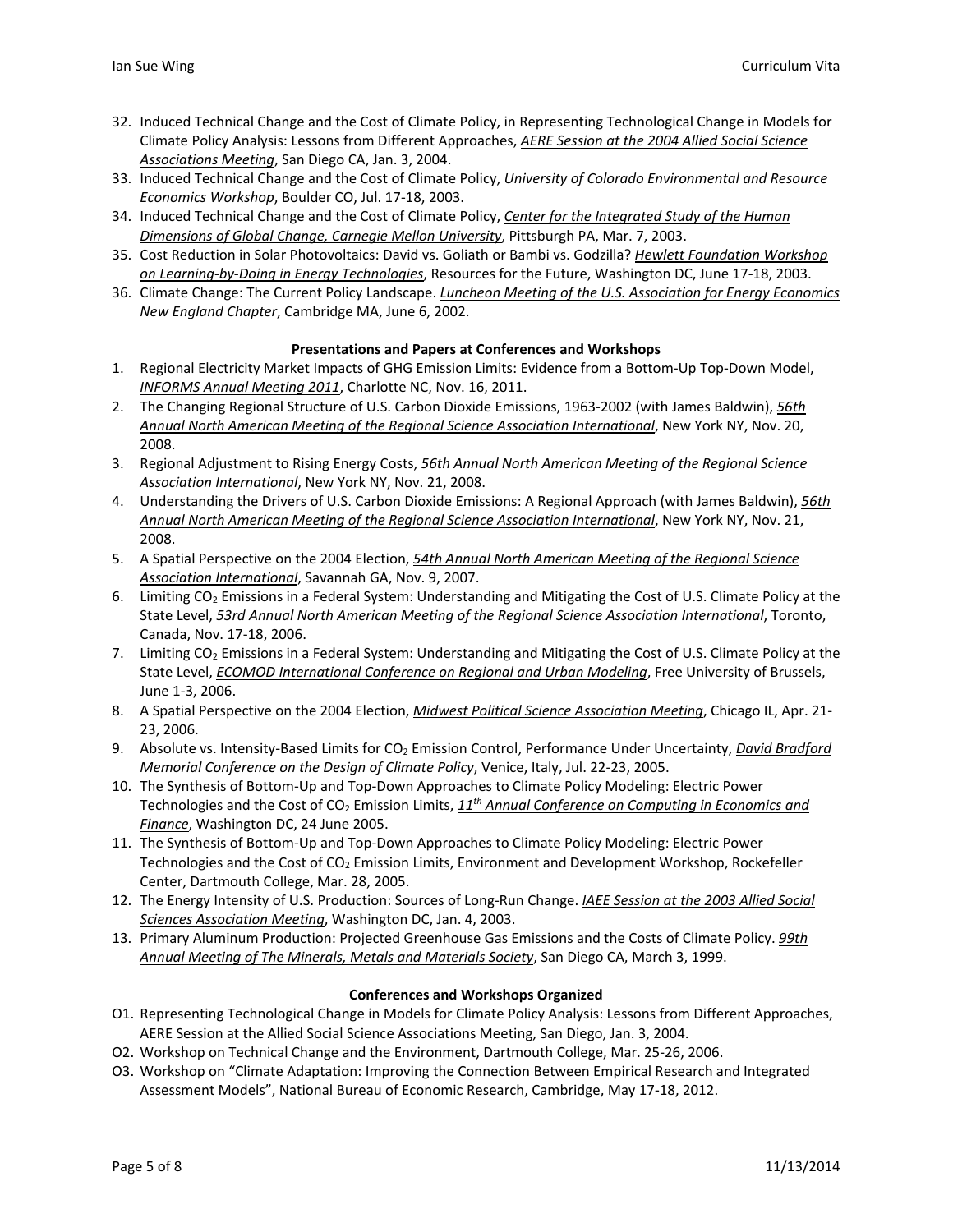32. Induced Technical Change and the Cost of Climate Policy, in Representing Technological Change in Models for Climate Policy Analysis: Lessons from Different Approaches, *AERE Session at the 2004 Allied Social Science Associations Meeting*, San Diego CA, Jan. 3, 2004.
33. Induced Technical Change and the Cost of Climate Policy, *University of Colorado Environmental and Resource Economics Workshop*, Boulder CO, Jul. 17-18, 2003.
34. Induced Technical Change and the Cost of Climate Policy, *Center for the Integrated Study of the Human Dimensions of Global Change, Carnegie Mellon University*, Pittsburgh PA, Mar. 7, 2003.
35. Cost Reduction in Solar Photovoltaics: David vs. Goliath or Bambi vs. Godzilla? *Hewlett Foundation Workshop on Learning-by-Doing in Energy Technologies*, Resources for the Future, Washington DC, June 17-18, 2003.
36. Climate Change: The Current Policy Landscape. *Luncheon Meeting of the U.S. Association for Energy Economics New England Chapter*, Cambridge MA, June 6, 2002.

**Presentations and Papers at Conferences and Workshops**

1. Regional Electricity Market Impacts of GHG Emission Limits: Evidence from a Bottom-Up Top-Down Model, *INFORMS Annual Meeting 2011*, Charlotte NC, Nov. 16, 2011.
2. The Changing Regional Structure of U.S. Carbon Dioxide Emissions, 1963-2002 (with James Baldwin), *56th Annual North American Meeting of the Regional Science Association International*, New York NY, Nov. 20, 2008.
3. Regional Adjustment to Rising Energy Costs, *56th Annual North American Meeting of the Regional Science Association International*, New York NY, Nov. 21, 2008.
4. Understanding the Drivers of U.S. Carbon Dioxide Emissions: A Regional Approach (with James Baldwin), *56th Annual North American Meeting of the Regional Science Association International*, New York NY, Nov. 21, 2008.
5. A Spatial Perspective on the 2004 Election, *54th Annual North American Meeting of the Regional Science Association International*, Savannah GA, Nov. 9, 2007.
6. Limiting $CO_2$ Emissions in a Federal System: Understanding and Mitigating the Cost of U.S. Climate Policy at the State Level, *53rd Annual North American Meeting of the Regional Science Association International*, Toronto, Canada, Nov. 17-18, 2006.
7. Limiting $CO_2$ Emissions in a Federal System: Understanding and Mitigating the Cost of U.S. Climate Policy at the State Level, *ECOMOD International Conference on Regional and Urban Modeling*, Free University of Brussels, June 1-3, 2006.
8. A Spatial Perspective on the 2004 Election, *Midwest Political Science Association Meeting*, Chicago IL, Apr. 21-23, 2006.
9. Absolute vs. Intensity-Based Limits for $CO_2$ Emission Control, Performance Under Uncertainty, *David Bradford Memorial Conference on the Design of Climate Policy*, Venice, Italy, Jul. 22-23, 2005.
10. The Synthesis of Bottom-Up and Top-Down Approaches to Climate Policy Modeling: Electric Power Technologies and the Cost of $CO_2$ Emission Limits, *11th Annual Conference on Computing in Economics and Finance*, Washington DC, 24 June 2005.
11. The Synthesis of Bottom-Up and Top-Down Approaches to Climate Policy Modeling: Electric Power Technologies and the Cost of $CO_2$ Emission Limits, Environment and Development Workshop, Rockefeller Center, Dartmouth College, Mar. 28, 2005.
12. The Energy Intensity of U.S. Production: Sources of Long-Run Change. *IAEE Session at the 2003 Allied Social Sciences Association Meeting*, Washington DC, Jan. 4, 2003.
13. Primary Aluminum Production: Projected Greenhouse Gas Emissions and the Costs of Climate Policy. *99th Annual Meeting of The Minerals, Metals and Materials Society*, San Diego CA, March 3, 1999.

**Conferences and Workshops Organized**

O1. Representing Technological Change in Models for Climate Policy Analysis: Lessons from Different Approaches, AERE Session at the Allied Social Science Associations Meeting, San Diego, Jan. 3, 2004.

O2. Workshop on Technical Change and the Environment, Dartmouth College, Mar. 25-26, 2006.

O3. Workshop on "Climate Adaptation: Improving the Connection Between Empirical Research and Integrated Assessment Models", National Bureau of Economic Research, Cambridge, May 17-18, 2012.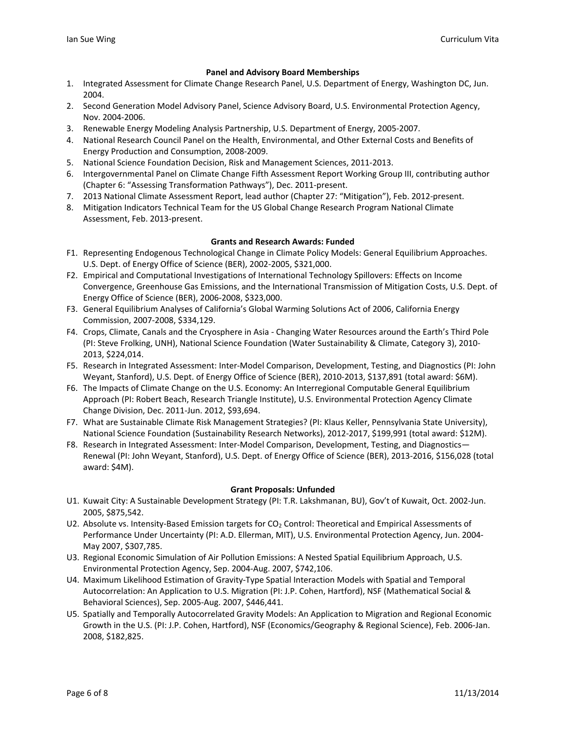### Panel and Advisory Board Memberships

1. Integrated Assessment for Climate Change Research Panel, U.S. Department of Energy, Washington DC, Jun. 2004.
2. Second Generation Model Advisory Panel, Science Advisory Board, U.S. Environmental Protection Agency, Nov. 2004-2006.
3. Renewable Energy Modeling Analysis Partnership, U.S. Department of Energy, 2005-2007.
4. National Research Council Panel on the Health, Environmental, and Other External Costs and Benefits of Energy Production and Consumption, 2008-2009.
5. National Science Foundation Decision, Risk and Management Sciences, 2011-2013.
6. Intergovernmental Panel on Climate Change Fifth Assessment Report Working Group III, contributing author (Chapter 6: "Assessing Transformation Pathways"), Dec. 2011-present.
7. 2013 National Climate Assessment Report, lead author (Chapter 27: "Mitigation"), Feb. 2012-present.
8. Mitigation Indicators Technical Team for the US Global Change Research Program National Climate Assessment, Feb. 2013-present.

### Grants and Research Awards: Funded

- F1. Representing Endogenous Technological Change in Climate Policy Models: General Equilibrium Approaches. U.S. Dept. of Energy Office of Science (BER), 2002-2005, $321,000.
- F2. Empirical and Computational Investigations of International Technology Spillovers: Effects on Income Convergence, Greenhouse Gas Emissions, and the International Transmission of Mitigation Costs, U.S. Dept. of Energy Office of Science (BER), 2006-2008, $323,000.
- F3. General Equilibrium Analyses of California's Global Warming Solutions Act of 2006, California Energy Commission, 2007-2008, $334,129.
- F4. Crops, Climate, Canals and the Cryosphere in Asia - Changing Water Resources around the Earth's Third Pole (PI: Steve Frolking, UNH), National Science Foundation (Water Sustainability & Climate, Category 3), 2010-2013, $224,014.
- F5. Research in Integrated Assessment: Inter-Model Comparison, Development, Testing, and Diagnostics (PI: John Weyant, Stanford), U.S. Dept. of Energy Office of Science (BER), 2010-2013, $137,891 (total award: $6M).
- F6. The Impacts of Climate Change on the U.S. Economy: An Interregional Computable General Equilibrium Approach (PI: Robert Beach, Research Triangle Institute), U.S. Environmental Protection Agency Climate Change Division, Dec. 2011-Jun. 2012, $93,694.
- F7. What are Sustainable Climate Risk Management Strategies? (PI: Klaus Keller, Pennsylvania State University), National Science Foundation (Sustainability Research Networks), 2012-2017, $199,991 (total award: $12M).
- F8. Research in Integrated Assessment: Inter-Model Comparison, Development, Testing, and Diagnostics—Renewal (PI: John Weyant, Stanford), U.S. Dept. of Energy Office of Science (BER), 2013-2016, $156,028 (total award: $4M).

### Grant Proposals: Unfunded

- U1. Kuwait City: A Sustainable Development Strategy (PI: T.R. Lakshmanan, BU), Gov't of Kuwait, Oct. 2002-Jun. 2005, $875,542.
- U2. Absolute vs. Intensity-Based Emission targets for $CO_2$ Control: Theoretical and Empirical Assessments of Performance Under Uncertainty (PI: A.D. Ellerman, MIT), U.S. Environmental Protection Agency, Jun. 2004-May 2007, $307,785.
- U3. Regional Economic Simulation of Air Pollution Emissions: A Nested Spatial Equilibrium Approach, U.S. Environmental Protection Agency, Sep. 2004-Aug. 2007, $742,106.
- U4. Maximum Likelihood Estimation of Gravity-Type Spatial Interaction Models with Spatial and Temporal Autocorrelation: An Application to U.S. Migration (PI: J.P. Cohen, Hartford), NSF (Mathematical Social & Behavioral Sciences), Sep. 2005-Aug. 2007, $446,441.
- U5. Spatially and Temporally Autocorrelated Gravity Models: An Application to Migration and Regional Economic Growth in the U.S. (PI: J.P. Cohen, Hartford), NSF (Economics/Geography & Regional Science), Feb. 2006-Jan. 2008, $182,825.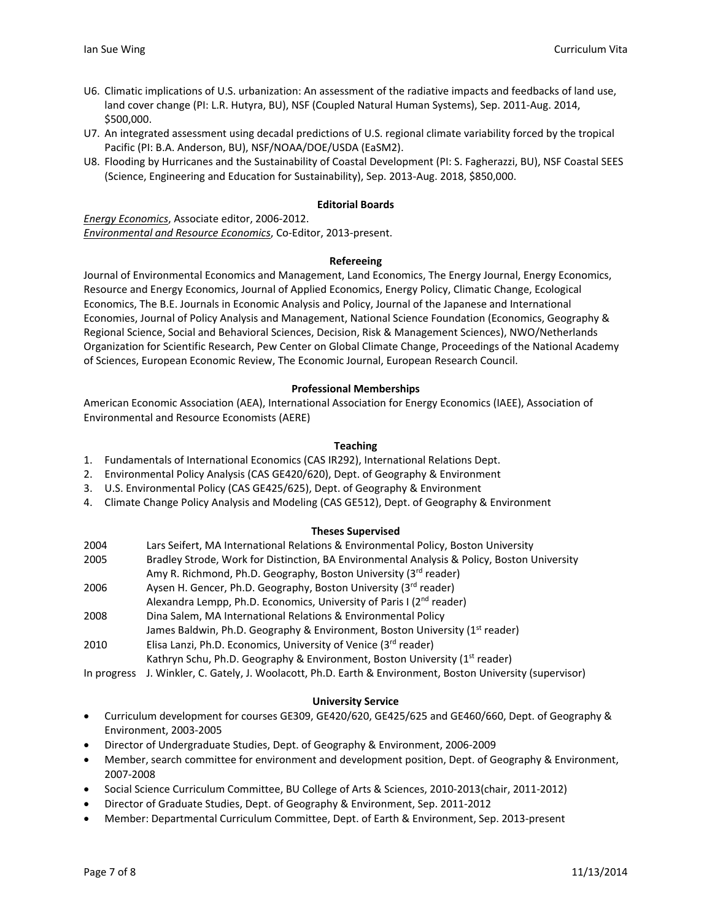U6. Climatic implications of U.S. urbanization: An assessment of the radiative impacts and feedbacks of land use, land cover change (PI: L.R. Hutyra, BU), NSF (Coupled Natural Human Systems), Sep. 2011-Aug. 2014, $500,000.

U7. An integrated assessment using decadal predictions of U.S. regional climate variability forced by the tropical Pacific (PI: B.A. Anderson, BU), NSF/NOAA/DOE/USDA (EaSM2).

U8. Flooding by Hurricanes and the Sustainability of Coastal Development (PI: S. Fagherazzi, BU), NSF Coastal SEES (Science, Engineering and Education for Sustainability), Sep. 2013-Aug. 2018, $850,000.

### Editorial Boards

*Energy Economics*, Associate editor, 2006-2012.
*Environmental and Resource Economics*, Co-Editor, 2013-present.

### Refereeing

Journal of Environmental Economics and Management, Land Economics, The Energy Journal, Energy Economics, Resource and Energy Economics, Journal of Applied Economics, Energy Policy, Climatic Change, Ecological Economics, The B.E. Journals in Economic Analysis and Policy, Journal of the Japanese and International Economies, Journal of Policy Analysis and Management, National Science Foundation (Economics, Geography & Regional Science, Social and Behavioral Sciences, Decision, Risk & Management Sciences), NWO/Netherlands Organization for Scientific Research, Pew Center on Global Climate Change, Proceedings of the National Academy of Sciences, European Economic Review, The Economic Journal, European Research Council.

### Professional Memberships

American Economic Association (AEA), International Association for Energy Economics (IAEE), Association of Environmental and Resource Economists (AERE)

### Teaching

1. Fundamentals of International Economics (CAS IR292), International Relations Dept.
2. Environmental Policy Analysis (CAS GE420/620), Dept. of Geography & Environment
3. U.S. Environmental Policy (CAS GE425/625), Dept. of Geography & Environment
4. Climate Change Policy Analysis and Modeling (CAS GE512), Dept. of Geography & Environment

### Theses Supervised

| | |
|---|---|
| 2004 | Lars Seifert, MA International Relations & Environmental Policy, Boston University |
| 2005 | Bradley Strode, Work for Distinction, BA Environmental Analysis & Policy, Boston University |
| | Amy R. Richmond, Ph.D. Geography, Boston University (3rd reader) |
| 2006 | Aysen H. Gencer, Ph.D. Geography, Boston University (3rd reader) |
| | Alexandra Lempp, Ph.D. Economics, University of Paris I (2nd reader) |
| 2008 | Dina Salem, MA International Relations & Environmental Policy |
| | James Baldwin, Ph.D. Geography & Environment, Boston University (1st reader) |
| 2010 | Elisa Lanzi, Ph.D. Economics, University of Venice (3rd reader) |
| | Kathryn Schu, Ph.D. Geography & Environment, Boston University (1st reader) |
| In progress | J. Winkler, C. Gately, J. Woolacott, Ph.D. Earth & Environment, Boston University (supervisor) |

### University Service

- Curriculum development for courses GE309, GE420/620, GE425/625 and GE460/660, Dept. of Geography & Environment, 2003-2005
- Director of Undergraduate Studies, Dept. of Geography & Environment, 2006-2009
- Member, search committee for environment and development position, Dept. of Geography & Environment, 2007-2008
- Social Science Curriculum Committee, BU College of Arts & Sciences, 2010-2013(chair, 2011-2012)
- Director of Graduate Studies, Dept. of Geography & Environment, Sep. 2011-2012
- Member: Departmental Curriculum Committee, Dept. of Earth & Environment, Sep. 2013-present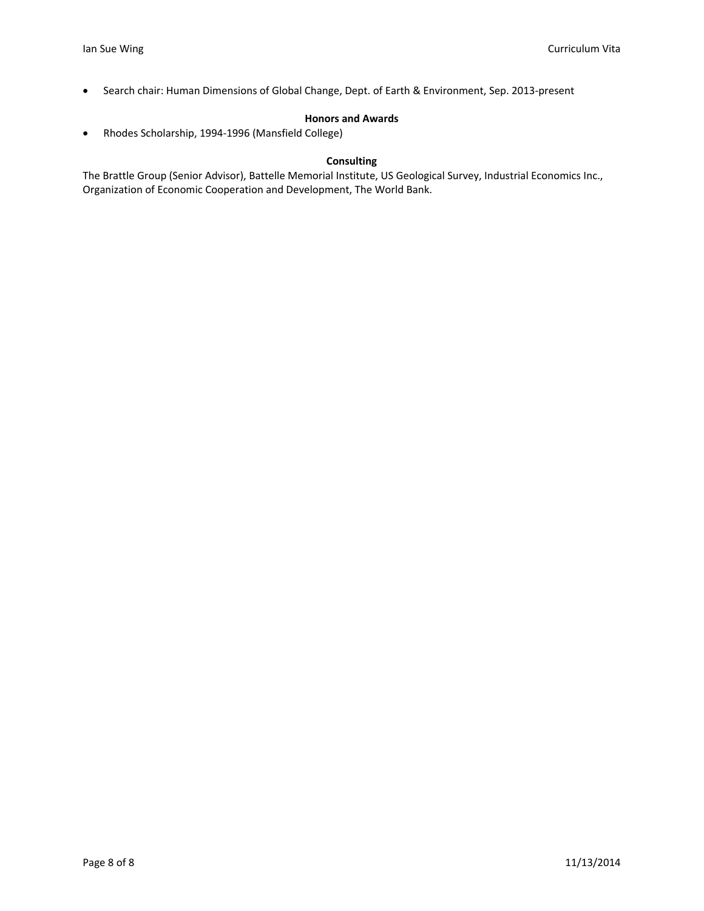- Search chair: Human Dimensions of Global Change, Dept. of Earth & Environment, Sep. 2013-present

### Honors and Awards

- Rhodes Scholarship, 1994-1996 (Mansfield College)

### Consulting

The Brattle Group (Senior Advisor), Battelle Memorial Institute, US Geological Survey, Industrial Economics Inc., Organization of Economic Cooperation and Development, The World Bank.